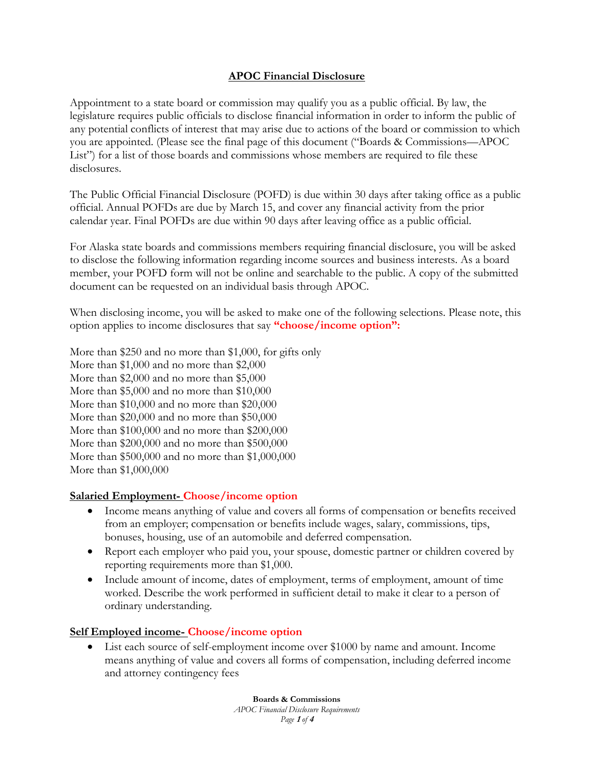## APOC Financial Disclosure

Appointment to a state board or commission may qualify you as a public official. By law, the legislature requires public officials to disclose financial information in order to inform the public of any potential conflicts of interest that may arise due to actions of the board or commission to which you are appointed. (Please see the final page of this document ("Boards & Commissions—APOC List") for a list of those boards and commissions whose members are required to file these disclosures.

The Public Official Financial Disclosure (POFD) is due within 30 days after taking office as a public official. Annual POFDs are due by March 15, and cover any financial activity from the prior calendar year. Final POFDs are due within 90 days after leaving office as a public official.

For Alaska state boards and commissions members requiring financial disclosure, you will be asked to disclose the following information regarding income sources and business interests. As a board member, your POFD form will not be online and searchable to the public. A copy of the submitted document can be requested on an individual basis through APOC.

When disclosing income, you will be asked to make one of the following selections. Please note, this option applies to income disclosures that say **"choose/income option":**

More than $250 and no more than $1,000, for gifts only
More than $1,000 and no more than $2,000
More than $2,000 and no more than $5,000
More than $5,000 and no more than $10,000
More than $10,000 and no more than $20,000
More than $20,000 and no more than $50,000
More than $100,000 and no more than $200,000
More than $200,000 and no more than $500,000
More than $500,000 and no more than $1,000,000
More than $1,000,000

### Salaried Employment- Choose/income option

- Income means anything of value and covers all forms of compensation or benefits received from an employer; compensation or benefits include wages, salary, commissions, tips, bonuses, housing, use of an automobile and deferred compensation.
- Report each employer who paid you, your spouse, domestic partner or children covered by reporting requirements more than $1,000.
- Include amount of income, dates of employment, terms of employment, amount of time worked. Describe the work performed in sufficient detail to make it clear to a person of ordinary understanding.

### Self Employed income- Choose/income option

- List each source of self-employment income over $1000 by name and amount. Income means anything of value and covers all forms of compensation, including deferred income and attorney contingency fees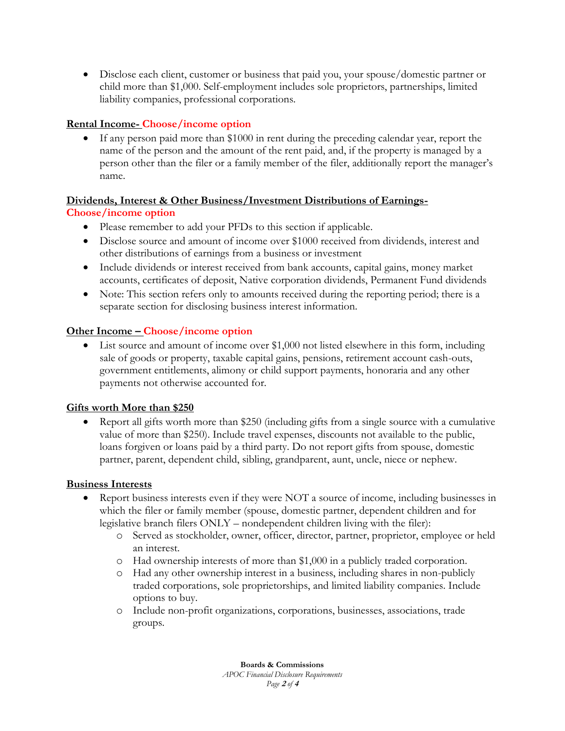- Disclose each client, customer or business that paid you, your spouse/domestic partner or child more than $1,000. Self-employment includes sole proprietors, partnerships, limited liability companies, professional corporations.

**Rental Income- Choose/income option**

- If any person paid more than $1000 in rent during the preceding calendar year, report the name of the person and the amount of the rent paid, and, if the property is managed by a person other than the filer or a family member of the filer, additionally report the manager's name.

**Dividends, Interest & Other Business/Investment Distributions of Earnings- Choose/income option**

- Please remember to add your PFDs to this section if applicable.
- Disclose source and amount of income over $1000 received from dividends, interest and other distributions of earnings from a business or investment
- Include dividends or interest received from bank accounts, capital gains, money market accounts, certificates of deposit, Native corporation dividends, Permanent Fund dividends
- Note: This section refers only to amounts received during the reporting period; there is a separate section for disclosing business interest information.

**Other Income – Choose/income option**

- List source and amount of income over $1,000 not listed elsewhere in this form, including sale of goods or property, taxable capital gains, pensions, retirement account cash-outs, government entitlements, alimony or child support payments, honoraria and any other payments not otherwise accounted for.

**Gifts worth More than $250**

- Report all gifts worth more than $250 (including gifts from a single source with a cumulative value of more than $250). Include travel expenses, discounts not available to the public, loans forgiven or loans paid by a third party. Do not report gifts from spouse, domestic partner, parent, dependent child, sibling, grandparent, aunt, uncle, niece or nephew.

**Business Interests**

- Report business interests even if they were NOT a source of income, including businesses in which the filer or family member (spouse, domestic partner, dependent children and for legislative branch filers ONLY – nondependent children living with the filer):
  - Served as stockholder, owner, officer, director, partner, proprietor, employee or held an interest.
  - Had ownership interests of more than $1,000 in a publicly traded corporation.
  - Had any other ownership interest in a business, including shares in non-publicly traded corporations, sole proprietorships, and limited liability companies. Include options to buy.
  - Include non-profit organizations, corporations, businesses, associations, trade groups.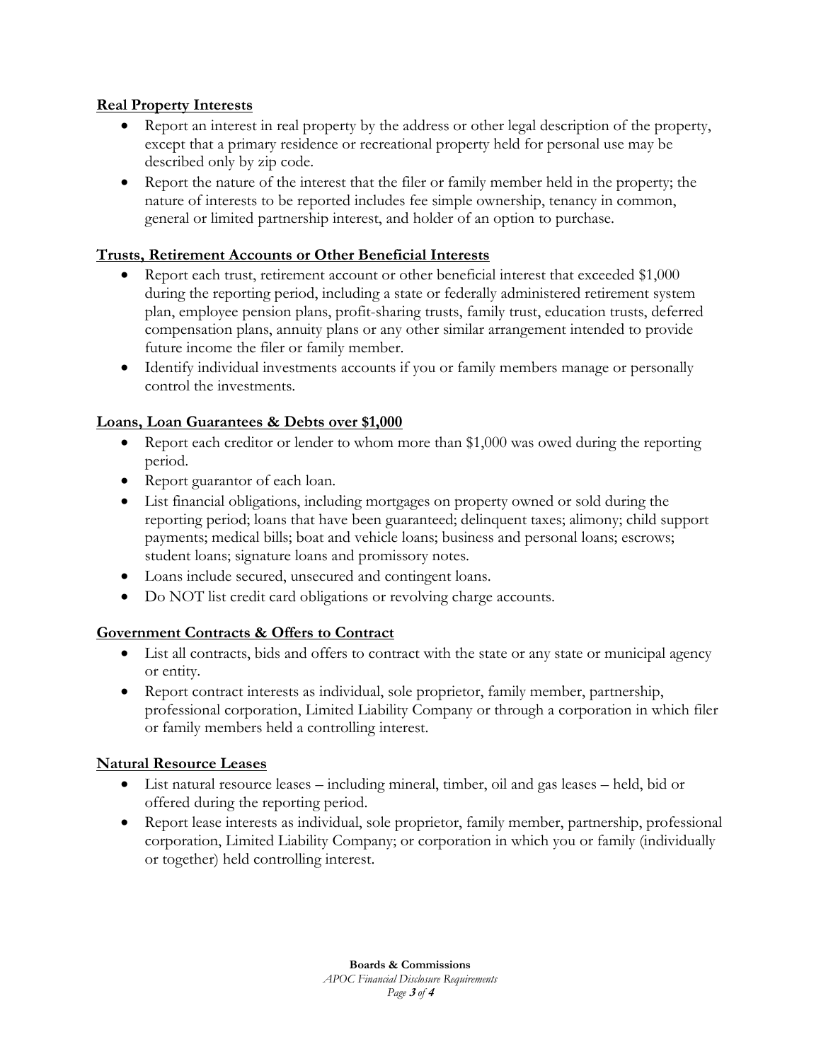**Real Property Interests**

- Report an interest in real property by the address or other legal description of the property, except that a primary residence or recreational property held for personal use may be described only by zip code.
- Report the nature of the interest that the filer or family member held in the property; the nature of interests to be reported includes fee simple ownership, tenancy in common, general or limited partnership interest, and holder of an option to purchase.

**Trusts, Retirement Accounts or Other Beneficial Interests**

- Report each trust, retirement account or other beneficial interest that exceeded $1,000 during the reporting period, including a state or federally administered retirement system plan, employee pension plans, profit-sharing trusts, family trust, education trusts, deferred compensation plans, annuity plans or any other similar arrangement intended to provide future income the filer or family member.
- Identify individual investments accounts if you or family members manage or personally control the investments.

**Loans, Loan Guarantees & Debts over $1,000**

- Report each creditor or lender to whom more than $1,000 was owed during the reporting period.
- Report guarantor of each loan.
- List financial obligations, including mortgages on property owned or sold during the reporting period; loans that have been guaranteed; delinquent taxes; alimony; child support payments; medical bills; boat and vehicle loans; business and personal loans; escrows; student loans; signature loans and promissory notes.
- Loans include secured, unsecured and contingent loans.
- Do NOT list credit card obligations or revolving charge accounts.

**Government Contracts & Offers to Contract**

- List all contracts, bids and offers to contract with the state or any state or municipal agency or entity.
- Report contract interests as individual, sole proprietor, family member, partnership, professional corporation, Limited Liability Company or through a corporation in which filer or family members held a controlling interest.

**Natural Resource Leases**

- List natural resource leases – including mineral, timber, oil and gas leases – held, bid or offered during the reporting period.
- Report lease interests as individual, sole proprietor, family member, partnership, professional corporation, Limited Liability Company; or corporation in which you or family (individually or together) held controlling interest.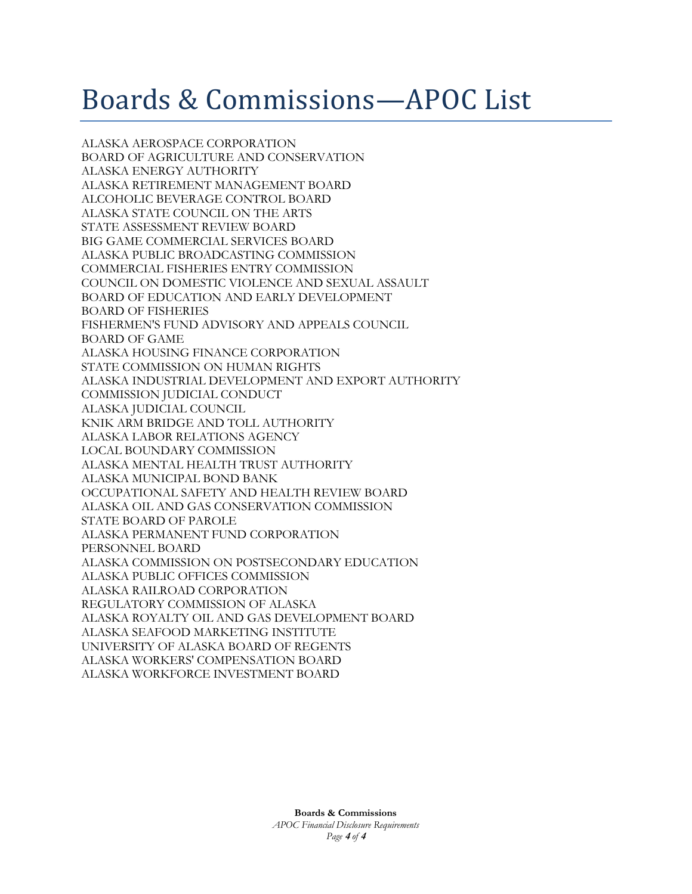# Boards & Commissions—APOC List

ALASKA AEROSPACE CORPORATION
BOARD OF AGRICULTURE AND CONSERVATION
ALASKA ENERGY AUTHORITY
ALASKA RETIREMENT MANAGEMENT BOARD
ALCOHOLIC BEVERAGE CONTROL BOARD
ALASKA STATE COUNCIL ON THE ARTS
STATE ASSESSMENT REVIEW BOARD
BIG GAME COMMERCIAL SERVICES BOARD
ALASKA PUBLIC BROADCASTING COMMISSION
COMMERCIAL FISHERIES ENTRY COMMISSION
COUNCIL ON DOMESTIC VIOLENCE AND SEXUAL ASSAULT
BOARD OF EDUCATION AND EARLY DEVELOPMENT
BOARD OF FISHERIES
FISHERMEN'S FUND ADVISORY AND APPEALS COUNCIL
BOARD OF GAME
ALASKA HOUSING FINANCE CORPORATION
STATE COMMISSION ON HUMAN RIGHTS
ALASKA INDUSTRIAL DEVELOPMENT AND EXPORT AUTHORITY
COMMISSION JUDICIAL CONDUCT
ALASKA JUDICIAL COUNCIL
KNIK ARM BRIDGE AND TOLL AUTHORITY
ALASKA LABOR RELATIONS AGENCY
LOCAL BOUNDARY COMMISSION
ALASKA MENTAL HEALTH TRUST AUTHORITY
ALASKA MUNICIPAL BOND BANK
OCCUPATIONAL SAFETY AND HEALTH REVIEW BOARD
ALASKA OIL AND GAS CONSERVATION COMMISSION
STATE BOARD OF PAROLE
ALASKA PERMANENT FUND CORPORATION
PERSONNEL BOARD
ALASKA COMMISSION ON POSTSECONDARY EDUCATION
ALASKA PUBLIC OFFICES COMMISSION
ALASKA RAILROAD CORPORATION
REGULATORY COMMISSION OF ALASKA
ALASKA ROYALTY OIL AND GAS DEVELOPMENT BOARD
ALASKA SEAFOOD MARKETING INSTITUTE
UNIVERSITY OF ALASKA BOARD OF REGENTS
ALASKA WORKERS' COMPENSATION BOARD
ALASKA WORKFORCE INVESTMENT BOARD